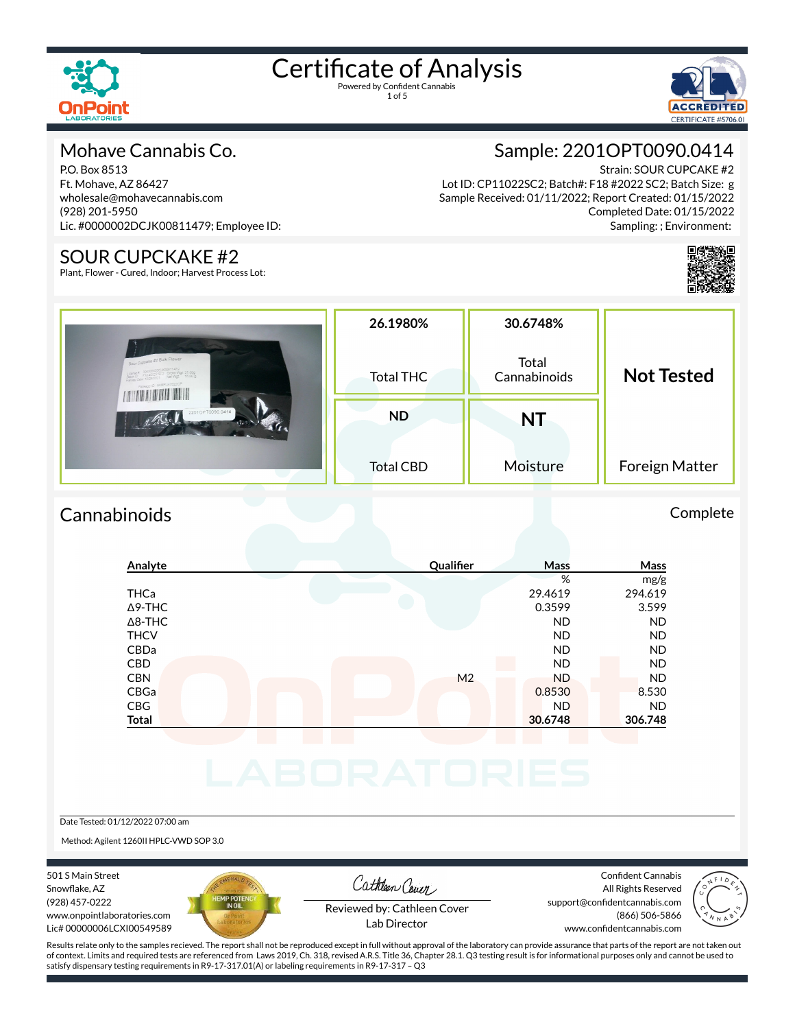# Certificate of Analysis

Powered by Confident Cannabis

## Mohave Cannabis Co.

P.O. Box 8513
Ft. Mohave, AZ 86427
wholesale@mohavecannabis.com
(928) 201-5950
Lic. #0000002DCJK00811479; Employee ID:

## Sample: 2201OPT0090.0414

Strain: SOUR CUPCAKE #2
Lot ID: CP11022SC2; Batch#: F18 #2022 SC2; Batch Size: g
Sample Received: 01/11/2022; Report Created: 01/15/2022
Completed Date: 01/15/2022
Sampling: ; Environment:

## SOUR CUPCKAKE #2

Plant, Flower - Cured, Indoor; Harvest Process Lot:

| 26.1980% | 30.6748% | Not Tested |
|---|---|---|
| Total THC | Total Cannabinoids | |
| ND | NT | |
| Total CBD | Moisture | Foreign Matter |

## Cannabinoids

Complete

| Analyte | Qualifier | Mass % | Mass mg/g |
|---|---|---|---|
| THCa | | 29.4619 | 294.619 |
| Δ9-THC | | 0.3599 | 3.599 |
| Δ8-THC | | ND | ND |
| THCV | | ND | ND |
| CBDa | | ND | ND |
| CBD | | ND | ND |
| CBN | M2 | ND | ND |
| CBGa | | 0.8530 | 8.530 |
| CBG | | ND | ND |
| **Total** | | **30.6748** | **306.748** |

Date Tested: 01/12/2022 07:00 am

Method: Agilent 1260II HPLC-VWD SOP 3.0

501 S Main Street
Snowflake, AZ
(928) 457-0222
www.onpointlaboratories.com
Lic# 00000006LCXI00549589

Reviewed by: Cathleen Cover
Lab Director

Confident Cannabis
All Rights Reserved
support@confidentcannabis.com
(866) 506-5866
www.confidentcannabis.com

Results relate only to the samples recieved. The report shall not be reproduced except in full without approval of the laboratory can provide assurance that parts of the report are not taken out of context. Limits and required tests are referenced from Laws 2019, Ch. 318, revised A.R.S. Title 36, Chapter 28.1. Q3 testing result is for informational purposes only and cannot be used to satisfy dispensary testing requirements in R9-17-317.01(A) or labeling requirements in R9-17-317 – Q3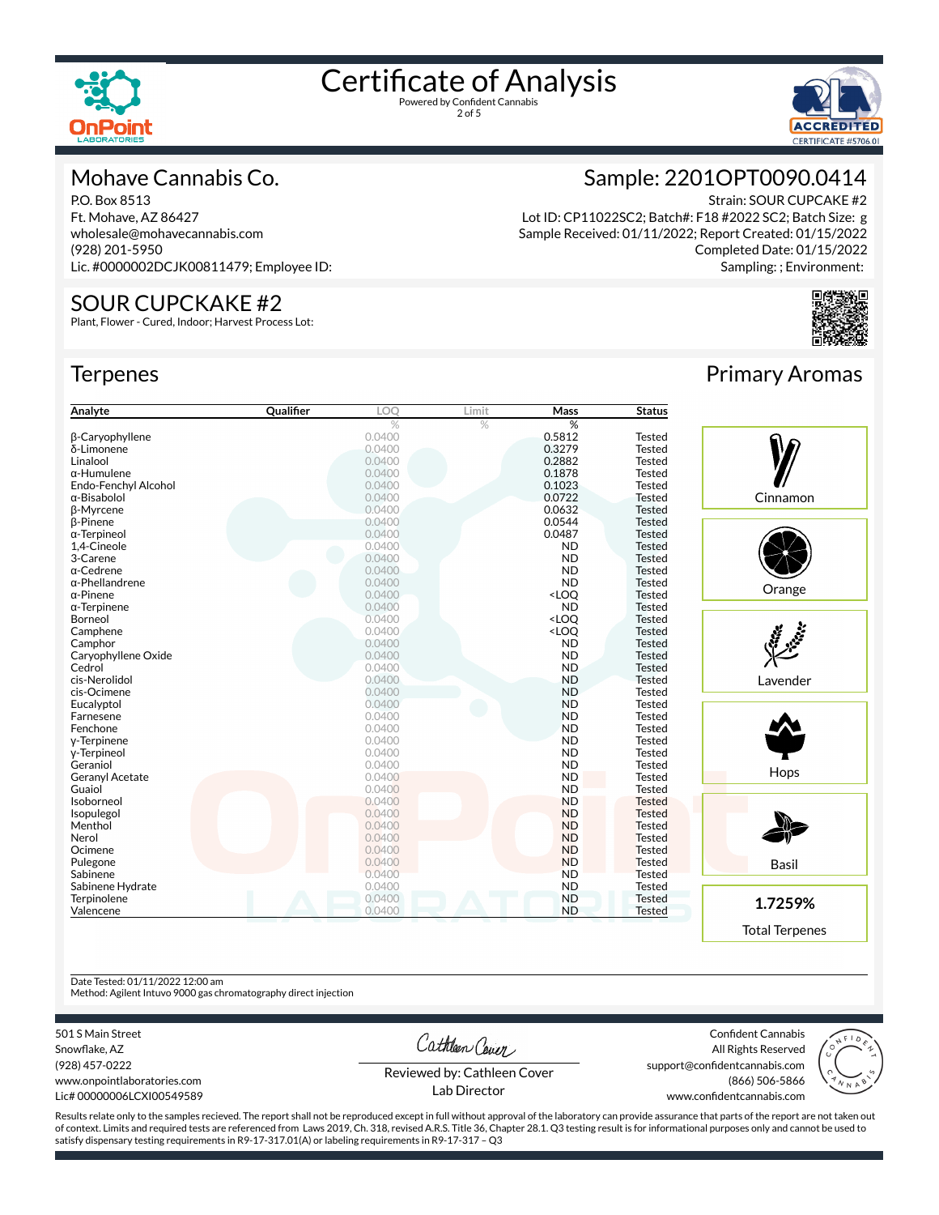# Certificate of Analysis

Powered by Confident Cannabis

## Mohave Cannabis Co.

P.O. Box 8513
Ft. Mohave, AZ 86427
wholesale@mohavecannabis.com
(928) 201-5950
Lic. #0000002DCJK00811479; Employee ID:

## Sample: 2201OPT0090.0414

Strain: SOUR CUPCAKE #2
Lot ID: CP11022SC2; Batch#: F18 #2022 SC2; Batch Size: g
Sample Received: 01/11/2022; Report Created: 01/15/2022
Completed Date: 01/15/2022
Sampling: ; Environment:

## SOUR CUPCAKE #2

Plant, Flower - Cured, Indoor; Harvest Process Lot:

## Terpenes

| Analyte | Qualifier | LOQ | Limit | Mass | Status |
|---|---|---|---|---|---|
| | | % | % | % | |
| β-Caryophyllene | | 0.0400 | | 0.5812 | Tested |
| δ-Limonene | | 0.0400 | | 0.3279 | Tested |
| Linalool | | 0.0400 | | 0.2882 | Tested |
| α-Humulene | | 0.0400 | | 0.1878 | Tested |
| Endo-Fenchyl Alcohol | | 0.0400 | | 0.1023 | Tested |
| α-Bisabolol | | 0.0400 | | 0.0722 | Tested |
| β-Myrcene | | 0.0400 | | 0.0632 | Tested |
| β-Pinene | | 0.0400 | | 0.0544 | Tested |
| α-Terpineol | | 0.0400 | | 0.0487 | Tested |
| 1,4-Cineole | | 0.0400 | | ND | Tested |
| 3-Carene | | 0.0400 | | ND | Tested |
| α-Cedrene | | 0.0400 | | ND | Tested |
| α-Phellandrene | | 0.0400 | | ND | Tested |
| α-Pinene | | 0.0400 | | <LOQ | Tested |
| α-Terpinene | | 0.0400 | | ND | Tested |
| Borneol | | 0.0400 | | <LOQ | Tested |
| Camphene | | 0.0400 | | <LOQ | Tested |
| Camphor | | 0.0400 | | ND | Tested |
| Caryophyllene Oxide | | 0.0400 | | ND | Tested |
| Cedrol | | 0.0400 | | ND | Tested |
| cis-Nerolidol | | 0.0400 | | ND | Tested |
| cis-Ocimene | | 0.0400 | | ND | Tested |
| Eucalyptol | | 0.0400 | | ND | Tested |
| Farnesene | | 0.0400 | | ND | Tested |
| Fenchone | | 0.0400 | | ND | Tested |
| γ-Terpinene | | 0.0400 | | ND | Tested |
| γ-Terpineol | | 0.0400 | | ND | Tested |
| Geraniol | | 0.0400 | | ND | Tested |
| Geranyl Acetate | | 0.0400 | | ND | Tested |
| Guaiol | | 0.0400 | | ND | Tested |
| Isoborneol | | 0.0400 | | ND | Tested |
| Isopulegol | | 0.0400 | | ND | Tested |
| Menthol | | 0.0400 | | ND | Tested |
| Nerol | | 0.0400 | | ND | Tested |
| Ocimene | | 0.0400 | | ND | Tested |
| Pulegone | | 0.0400 | | ND | Tested |
| Sabinene | | 0.0400 | | ND | Tested |
| Sabinene Hydrate | | 0.0400 | | ND | Tested |
| Terpinolene | | 0.0400 | | ND | Tested |
| Valencene | | 0.0400 | | ND | Tested |

## Primary Aromas

- Cinnamon
- Orange
- Lavender
- Hops
- Basil

**1.7259%**
Total Terpenes

Date Tested: 01/11/2022 12:00 am
Method: Agilent Intuvo 9000 gas chromatography direct injection

501 S Main Street
Snowflake, AZ
(928) 457-0222
www.onpointlaboratories.com
Lic# 00000006LCXI00549589

Reviewed by: Cathleen Cover
Lab Director

Confident Cannabis
All Rights Reserved
support@confidentcannabis.com
(866) 506-5866
www.confidentcannabis.com

Results relate only to the samples recieved. The report shall not be reproduced except in full without approval of the laboratory can provide assurance that parts of the report are not taken out of context. Limits and required tests are referenced from Laws 2019, Ch. 318, revised A.R.S. Title 36, Chapter 28.1. Q3 testing result is for informational purposes only and cannot be used to satisfy dispensary testing requirements in R9-17-317.01(A) or labeling requirements in R9-17-317 – Q3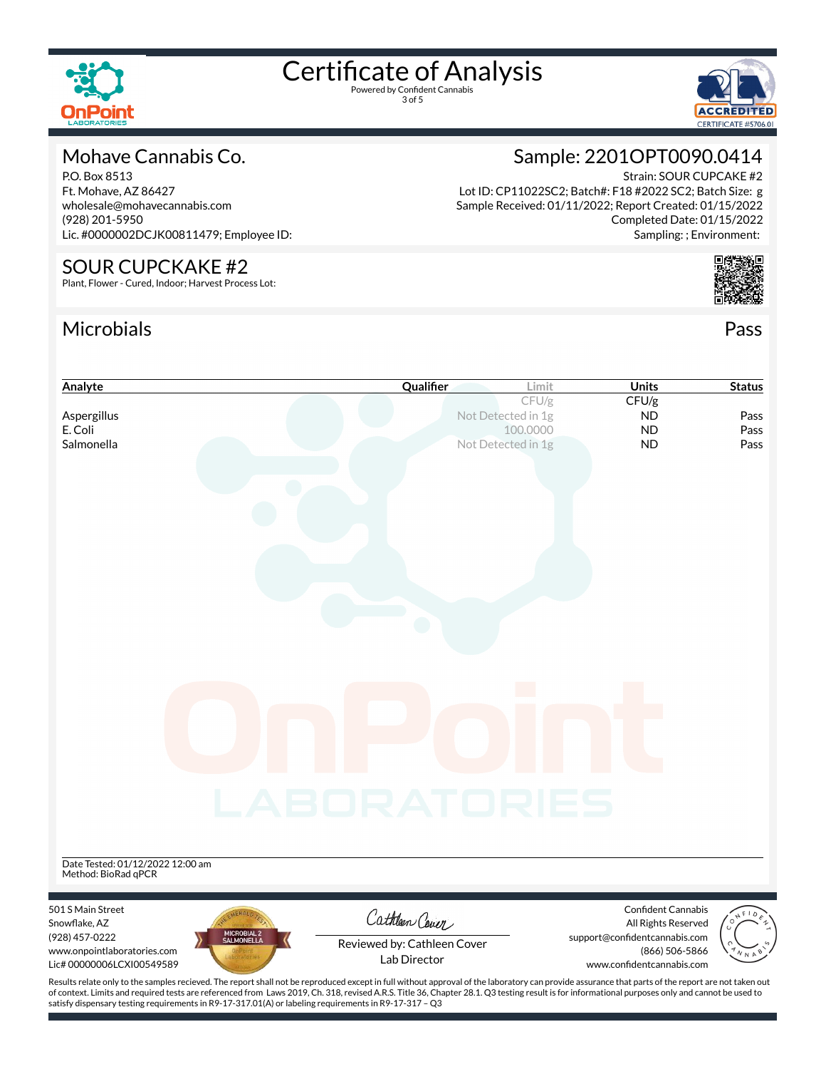# Certificate of Analysis

Powered by Confident Cannabis

## Mohave Cannabis Co.

P.O. Box 8513
Ft. Mohave, AZ 86427
wholesale@mohavecannabis.com
(928) 201-5950
Lic. #0000002DCJK00811479; Employee ID:

## Sample: 2201OPT0090.0414

Strain: SOUR CUPCAKE #2
Lot ID: CP11022SC2; Batch#: F18 #2022 SC2; Batch Size: g
Sample Received: 01/11/2022; Report Created: 01/15/2022
Completed Date: 01/15/2022
Sampling: ; Environment:

## SOUR CUPCAKE #2

Plant, Flower - Cured, Indoor; Harvest Process Lot:

## Microbials

Pass

| Analyte | Qualifier | Limit | Units | Status |
|---|---|---|---|---|
| | | CFU/g | CFU/g | |
| Aspergillus | | Not Detected in 1g | ND | Pass |
| E. Coli | | 100.0000 | ND | Pass |
| Salmonella | | Not Detected in 1g | ND | Pass |

Date Tested: 01/12/2022 12:00 am
Method: BioRad qPCR

501 S Main Street
Snowflake, AZ
(928) 457-0222
www.onpointlaboratories.com
Lic# 00000006LCXI00549589

Reviewed by: Cathleen Cover
Lab Director

Confident Cannabis
All Rights Reserved
support@confidentcannabis.com
(866) 506-5866
www.confidentcannabis.com

Results relate only to the samples recieved. The report shall not be reproduced except in full without approval of the laboratory can provide assurance that parts of the report are not taken out of context. Limits and required tests are referenced from Laws 2019, Ch. 318, revised A.R.S. Title 36, Chapter 28.1. Q3 testing result is for informational purposes only and cannot be used to satisfy dispensary testing requirements in R9-17-317.01(A) or labeling requirements in R9-17-317 – Q3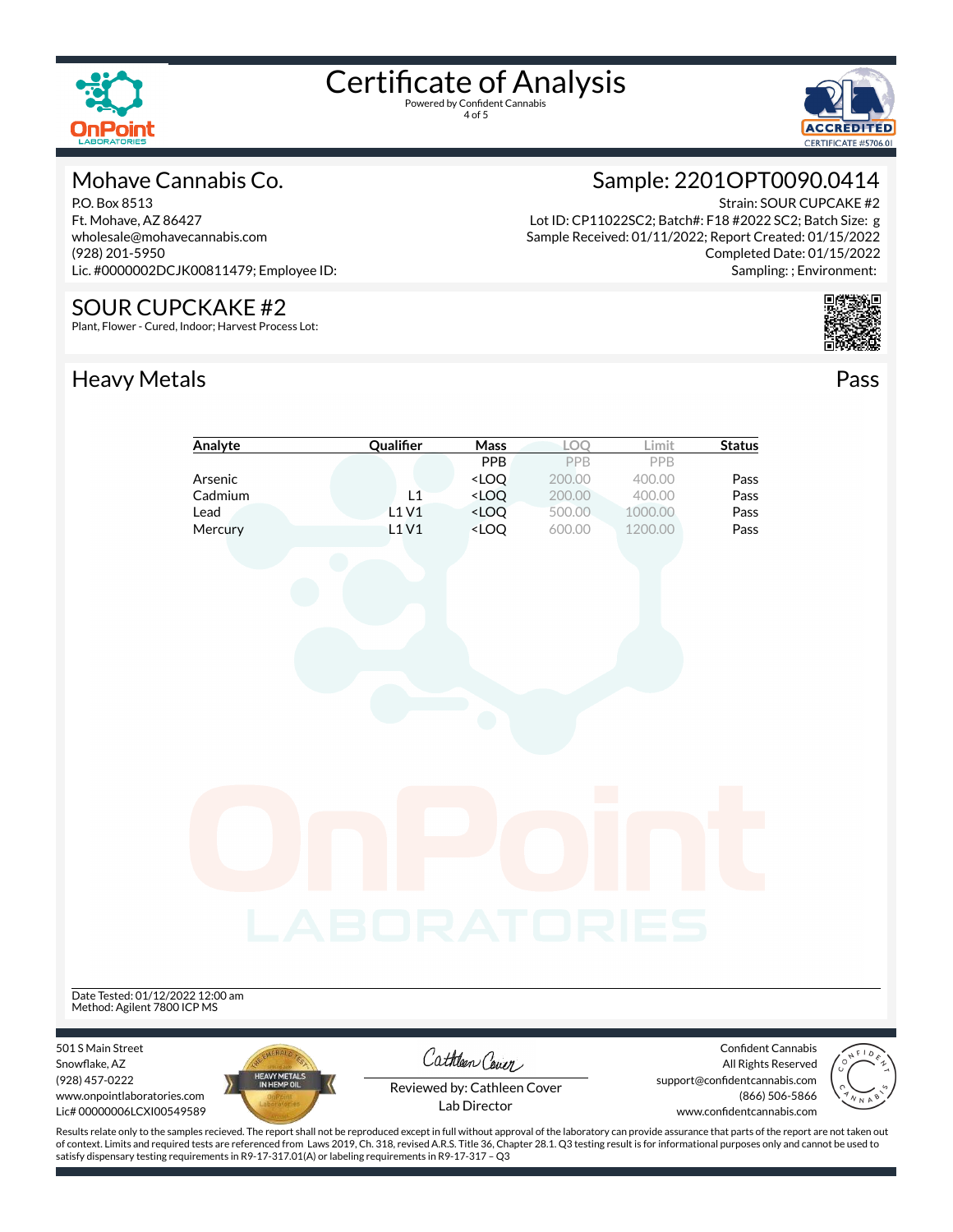# Certificate of Analysis

Powered by Confident Cannabis

## Mohave Cannabis Co.

P.O. Box 8513
Ft. Mohave, AZ 86427
wholesale@mohavecannabis.com
(928) 201-5950
Lic. #0000002DCJK00811479; Employee ID:

## Sample: 2201OPT0090.0414

Strain: SOUR CUPCAKE #2
Lot ID: CP11022SC2; Batch#: F18 #2022 SC2; Batch Size: g
Sample Received: 01/11/2022; Report Created: 01/15/2022
Completed Date: 01/15/2022
Sampling: ; Environment:

## SOUR CUPCAKE #2

Plant, Flower - Cured, Indoor; Harvest Process Lot:

## Heavy Metals

Pass

| Analyte | Qualifier | Mass | LOQ | Limit | Status |
|---|---|---|---|---|---|
| | | PPB | PPB | PPB | |
| Arsenic | | <LOQ | 200.00 | 400.00 | Pass |
| Cadmium | L1 | <LOQ | 200.00 | 400.00 | Pass |
| Lead | L1 V1 | <LOQ | 500.00 | 1000.00 | Pass |
| Mercury | L1 V1 | <LOQ | 600.00 | 1200.00 | Pass |

Date Tested: 01/12/2022 12:00 am
Method: Agilent 7800 ICP MS

501 S Main Street
Snowflake, AZ
(928) 457-0222
www.onpointlaboratories.com
Lic# 00000006LCXI00549589

Reviewed by: Cathleen Cover
Lab Director

Confident Cannabis
All Rights Reserved
support@confidentcannabis.com
(866) 506-5866
www.confidentcannabis.com

Results relate only to the samples recieved. The report shall not be reproduced except in full without approval of the laboratory can provide assurance that parts of the report are not taken out of context. Limits and required tests are referenced from Laws 2019, Ch. 318, revised A.R.S. Title 36, Chapter 28.1. Q3 testing result is for informational purposes only and cannot be used to satisfy dispensary testing requirements in R9-17-317.01(A) or labeling requirements in R9-17-317 – Q3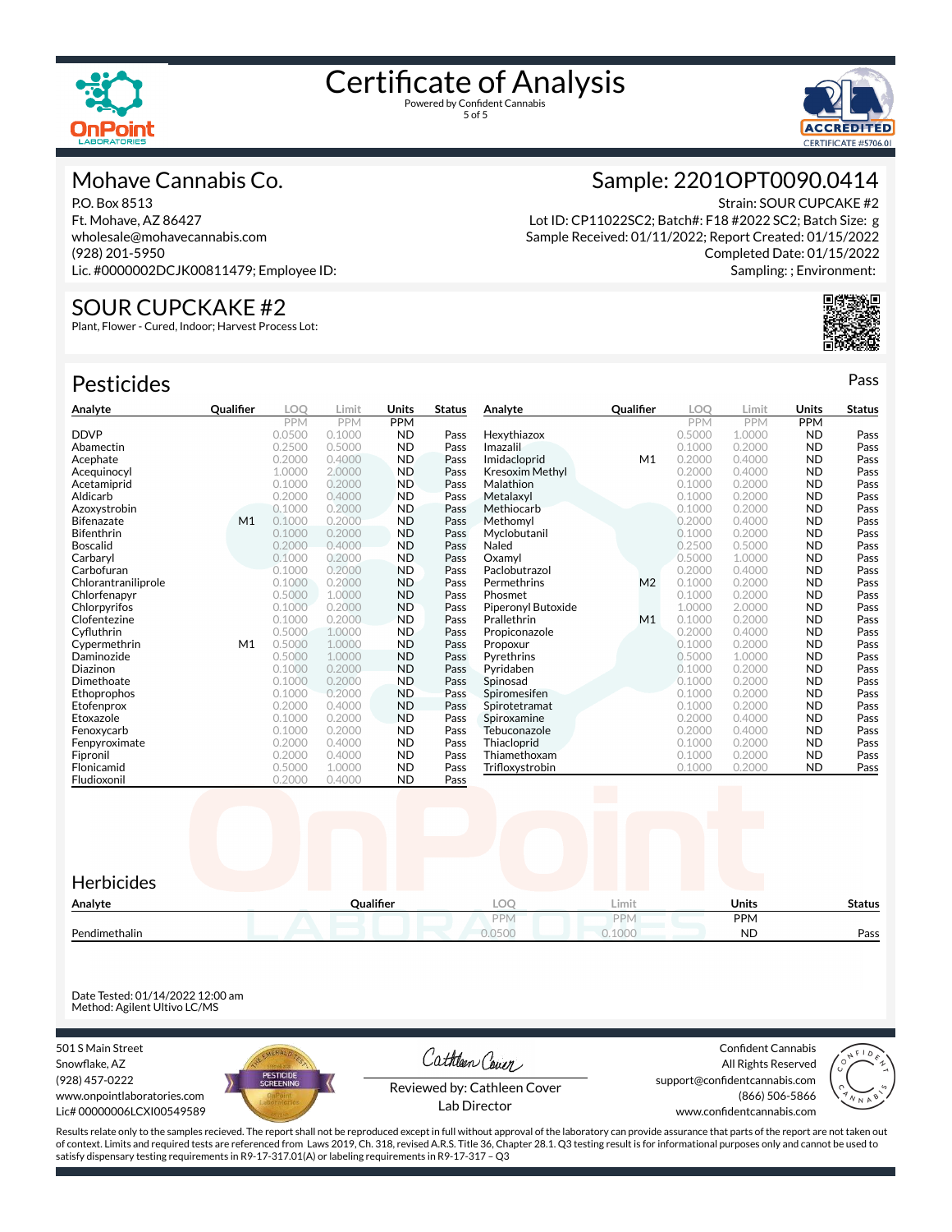# Certificate of Analysis

Powered by Confident Cannabis

## Mohave Cannabis Co.

P.O. Box 8513
Ft. Mohave, AZ 86427
wholesale@mohavecannabis.com
(928) 201-5950
Lic. #0000002DCJK00811479; Employee ID:

## Sample: 2201OPT0090.0414

Strain: SOUR CUPCAKE #2
Lot ID: CP11022SC2; Batch#: F18 #2022 SC2; Batch Size: g
Sample Received: 01/11/2022; Report Created: 01/15/2022
Completed Date: 01/15/2022
Sampling: ; Environment:

## SOUR CUPCAKE #2

Plant, Flower - Cured, Indoor; Harvest Process Lot:

## Pesticides

Pass

| Analyte | Qualifier | LOQ | Limit | Units | Status |
|---|---|---|---|---|---|
| | | PPM | PPM | PPM | |
| DDVP | | 0.0500 | 0.1000 | ND | Pass |
| Abamectin | | 0.2500 | 0.5000 | ND | Pass |
| Acephate | | 0.2000 | 0.4000 | ND | Pass |
| Acequinocyl | | 1.0000 | 2.0000 | ND | Pass |
| Acetamiprid | | 0.1000 | 0.2000 | ND | Pass |
| Aldicarb | | 0.2000 | 0.4000 | ND | Pass |
| Azoxystrobin | | 0.1000 | 0.2000 | ND | Pass |
| Bifenazate | M1 | 0.1000 | 0.2000 | ND | Pass |
| Bifenthrin | | 0.1000 | 0.2000 | ND | Pass |
| Boscalid | | 0.2000 | 0.4000 | ND | Pass |
| Carbaryl | | 0.1000 | 0.2000 | ND | Pass |
| Carbofuran | | 0.1000 | 0.2000 | ND | Pass |
| Chlorantraniliprole | | 0.1000 | 0.2000 | ND | Pass |
| Chlorfenapyr | | 0.5000 | 1.0000 | ND | Pass |
| Chlorpyrifos | | 0.1000 | 0.2000 | ND | Pass |
| Clofentezine | | 0.1000 | 0.2000 | ND | Pass |
| Cyfluthrin | | 0.5000 | 1.0000 | ND | Pass |
| Cypermethrin | M1 | 0.5000 | 1.0000 | ND | Pass |
| Daminozide | | 0.5000 | 1.0000 | ND | Pass |
| Diazinon | | 0.1000 | 0.2000 | ND | Pass |
| Dimethoate | | 0.1000 | 0.2000 | ND | Pass |
| Ethoprophos | | 0.1000 | 0.2000 | ND | Pass |
| Etofenprox | | 0.2000 | 0.4000 | ND | Pass |
| Etoxazole | | 0.1000 | 0.2000 | ND | Pass |
| Fenoxycarb | | 0.1000 | 0.2000 | ND | Pass |
| Fenpyroximate | | 0.2000 | 0.4000 | ND | Pass |
| Fipronil | | 0.2000 | 0.4000 | ND | Pass |
| Flonicamid | | 0.5000 | 1.0000 | ND | Pass |
| Fludioxonil | | 0.2000 | 0.4000 | ND | Pass |
| Hexythiazox | | 0.5000 | 1.0000 | ND | Pass |
| Imazalil | | 0.1000 | 0.2000 | ND | Pass |
| Imidacloprid | M1 | 0.2000 | 0.4000 | ND | Pass |
| Kresoxim Methyl | | 0.2000 | 0.4000 | ND | Pass |
| Malathion | | 0.1000 | 0.2000 | ND | Pass |
| Metalaxyl | | 0.1000 | 0.2000 | ND | Pass |
| Methiocarb | | 0.1000 | 0.2000 | ND | Pass |
| Methomyl | | 0.2000 | 0.4000 | ND | Pass |
| Myclobutanil | | 0.1000 | 0.2000 | ND | Pass |
| Naled | | 0.2500 | 0.5000 | ND | Pass |
| Oxamyl | | 0.5000 | 1.0000 | ND | Pass |
| Paclobutrazol | | 0.2000 | 0.4000 | ND | Pass |
| Permethrins | M2 | 0.1000 | 0.2000 | ND | Pass |
| Phosmet | | 0.1000 | 0.2000 | ND | Pass |
| Piperonyl Butoxide | | 1.0000 | 2.0000 | ND | Pass |
| Prallethrin | M1 | 0.1000 | 0.2000 | ND | Pass |
| Propiconazole | | 0.2000 | 0.4000 | ND | Pass |
| Propoxur | | 0.1000 | 0.2000 | ND | Pass |
| Pyrethrins | | 0.5000 | 1.0000 | ND | Pass |
| Pyridaben | | 0.1000 | 0.2000 | ND | Pass |
| Spinosad | | 0.1000 | 0.2000 | ND | Pass |
| Spiromesifen | | 0.1000 | 0.2000 | ND | Pass |
| Spirotetramat | | 0.1000 | 0.2000 | ND | Pass |
| Spiroxamine | | 0.2000 | 0.4000 | ND | Pass |
| Tebuconazole | | 0.2000 | 0.4000 | ND | Pass |
| Thiacloprid | | 0.1000 | 0.2000 | ND | Pass |
| Thiamethoxam | | 0.1000 | 0.2000 | ND | Pass |
| Trifloxystrobin | | 0.1000 | 0.2000 | ND | Pass |

## Herbicides

| Analyte | Qualifier | LOQ | Limit | Units | Status |
|---|---|---|---|---|---|
| | | PPM | PPM | PPM | |
| Pendimethalin | | 0.0500 | 0.1000 | ND | Pass |

Date Tested: 01/14/2022 12:00 am
Method: Agilent Ultivo LC/MS

501 S Main Street
Snowflake, AZ
(928) 457-0222
www.onpointlaboratories.com
Lic# 00000006LCXI00549589

Reviewed by: Cathleen Cover
Lab Director

Confident Cannabis
All Rights Reserved
support@confidentcannabis.com
(866) 506-5866
www.confidentcannabis.com

Results relate only to the samples recieved. The report shall not be reproduced except in full without approval of the laboratory can provide assurance that parts of the report are not taken out of context. Limits and required tests are referenced from Laws 2019, Ch. 318, revised A.R.S. Title 36, Chapter 28.1. Q3 testing result is for informational purposes only and cannot be used to satisfy dispensary testing requirements in R9-17-317.01(A) or labeling requirements in R9-17-317 – Q3